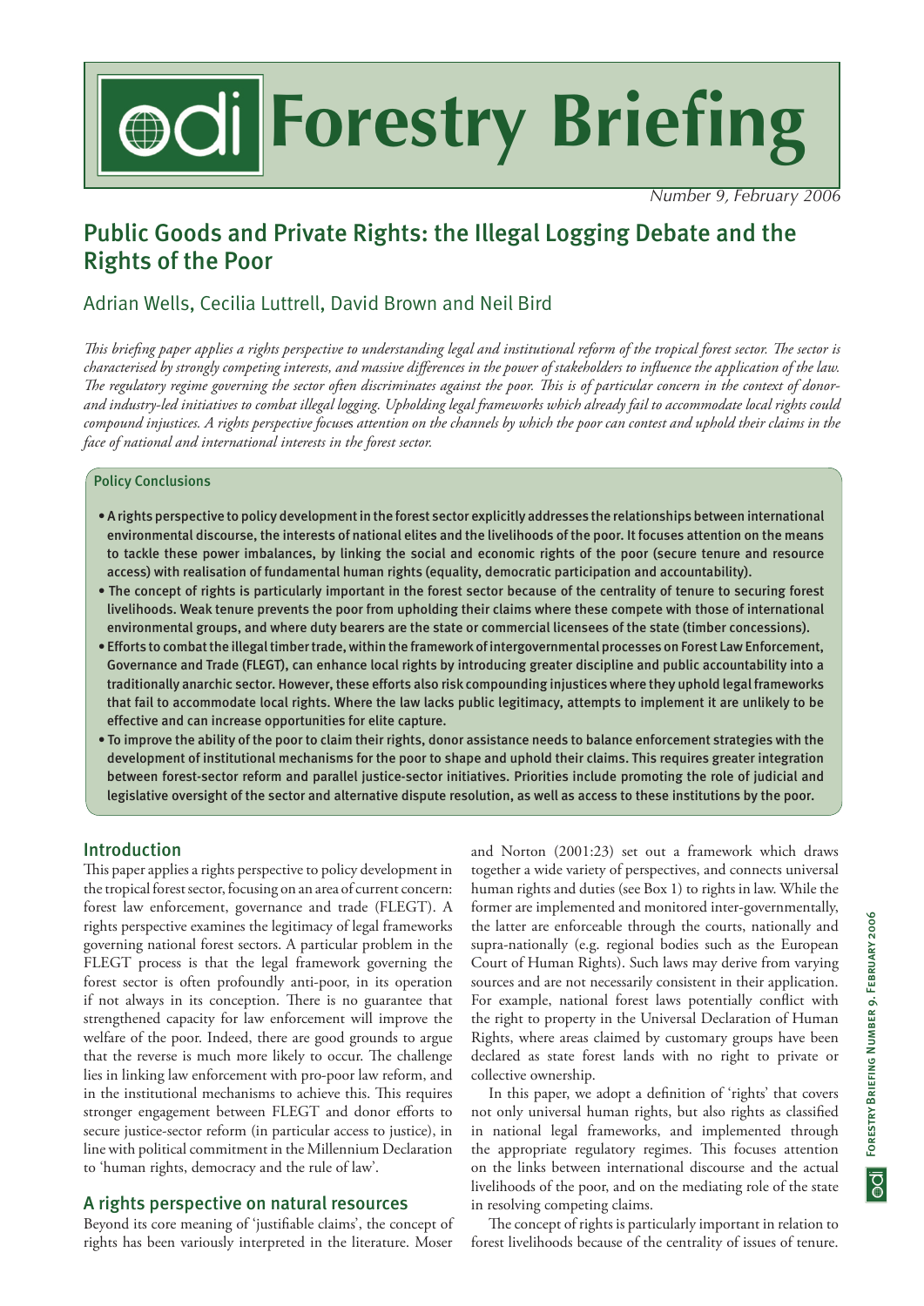# odi Forestry Briefing

*Number 9, February 2006*

## Public Goods and Private Rights: the Illegal Logging Debate and the Rights of the Poor

Adrian Wells, Cecilia Luttrell, David Brown and Neil Bird

*This briefing paper applies a rights perspective to understanding legal and institutional reform of the tropical forest sector. The sector is characterised by strongly competing interests, and massive differences in the power of stakeholders to influence the application of the law. The regulatory regime governing the sector often discriminates against the poor. This is of particular concern in the context of donor- and industry-led initiatives to combat illegal logging. Upholding legal frameworks which already fail to accommodate local rights could compound injustices. A rights perspective focuses attention on the channels by which the poor can contest and uphold their claims in the face of national and international interests in the forest sector.*

### Policy Conclusions

- **A rights perspective to policy development in the forest sector explicitly addresses the relationships between international environmental discourse, the interests of national elites and the livelihoods of the poor. It focuses attention on the means to tackle these power imbalances, by linking the social and economic rights of the poor (secure tenure and resource access) with realisation of fundamental human rights (equality, democratic participation and accountability).**
- **The concept of rights is particularly important in the forest sector because of the centrality of tenure to securing forest livelihoods. Weak tenure prevents the poor from upholding their claims where these compete with those of international environmental groups, and where duty bearers are the state or commercial licensees of the state (timber concessions).**
- **Efforts to combat the illegal timber trade, within the framework of intergovernmental processes on Forest Law Enforcement, Governance and Trade (FLEGT), can enhance local rights by introducing greater discipline and public accountability into a traditionally anarchic sector. However, these efforts also risk compounding injustices where they uphold legal frameworks that fail to accommodate local rights. Where the law lacks public legitimacy, attempts to implement it are unlikely to be effective and can increase opportunities for elite capture.**
- **To improve the ability of the poor to claim their rights, donor assistance needs to balance enforcement strategies with the development of institutional mechanisms for the poor to shape and uphold their claims. This requires greater integration between forest-sector reform and parallel justice-sector initiatives. Priorities include promoting the role of judicial and legislative oversight of the sector and alternative dispute resolution, as well as access to these institutions by the poor.**

## Introduction

This paper applies a rights perspective to policy development in the tropical forest sector, focusing on an area of current concern: forest law enforcement, governance and trade (FLEGT). A rights perspective examines the legitimacy of legal frameworks governing national forest sectors. A particular problem in the FLEGT process is that the legal framework governing the forest sector is often profoundly anti-poor, in its operation if not always in its conception. There is no guarantee that strengthened capacity for law enforcement will improve the welfare of the poor. Indeed, there are good grounds to argue that the reverse is much more likely to occur. The challenge lies in linking law enforcement with pro-poor law reform, and in the institutional mechanisms to achieve this. This requires stronger engagement between FLEGT and donor efforts to secure justice-sector reform (in particular access to justice), in line with political commitment in the Millennium Declaration to 'human rights, democracy and the rule of law'.

## A rights perspective on natural resources

Beyond its core meaning of 'justifiable claims', the concept of rights has been variously interpreted in the literature. Moser and Norton (2001:23) set out a framework which draws together a wide variety of perspectives, and connects universal human rights and duties (see Box 1) to rights in law. While the former are implemented and monitored inter-governmentally, the latter are enforceable through the courts, nationally and supra-nationally (e.g. regional bodies such as the European Court of Human Rights). Such laws may derive from varying sources and are not necessarily consistent in their application. For example, national forest laws potentially conflict with the right to property in the Universal Declaration of Human Rights, where areas claimed by customary groups have been declared as state forest lands with no right to private or collective ownership.

In this paper, we adopt a definition of 'rights' that covers not only universal human rights, but also rights as classified in national legal frameworks, and implemented through the appropriate regulatory regimes. This focuses attention on the links between international discourse and the actual livelihoods of the poor, and on the mediating role of the state in resolving competing claims.

The concept of rights is particularly important in relation to forest livelihoods because of the centrality of issues of tenure.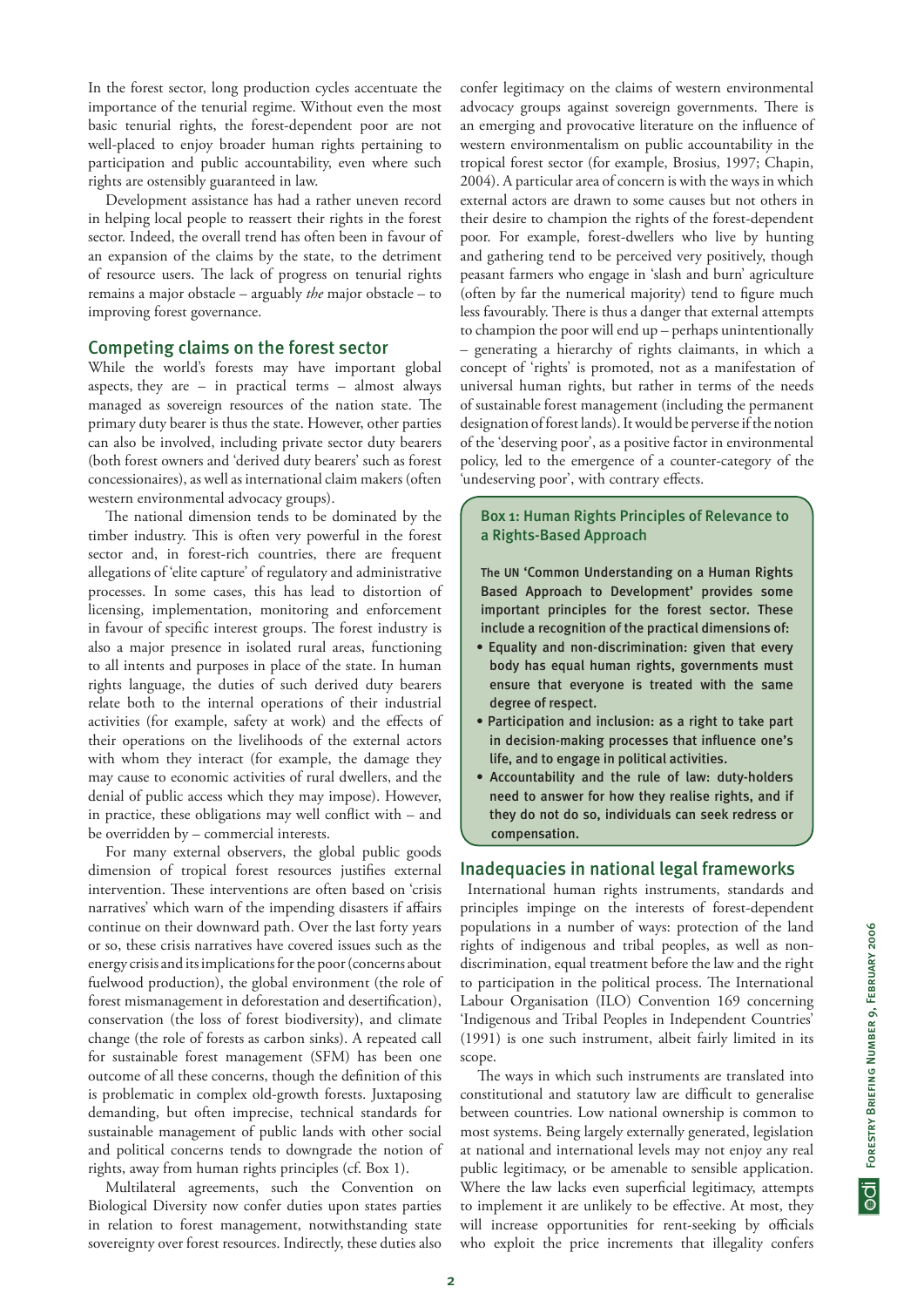In the forest sector, long production cycles accentuate the importance of the tenurial regime. Without even the most basic tenurial rights, the forest-dependent poor are not well-placed to enjoy broader human rights pertaining to participation and public accountability, even where such rights are ostensibly guaranteed in law.

Development assistance has had a rather uneven record in helping local people to reassert their rights in the forest sector. Indeed, the overall trend has often been in favour of an expansion of the claims by the state, to the detriment of resource users. The lack of progress on tenurial rights remains a major obstacle – arguably *the* major obstacle – to improving forest governance.

## Competing claims on the forest sector

While the world's forests may have important global aspects, they are – in practical terms – almost always managed as sovereign resources of the nation state. The primary duty bearer is thus the state. However, other parties can also be involved, including private sector duty bearers (both forest owners and 'derived duty bearers' such as forest concessionaires), as well as international claim makers (often western environmental advocacy groups).

The national dimension tends to be dominated by the timber industry. This is often very powerful in the forest sector and, in forest-rich countries, there are frequent allegations of 'elite capture' of regulatory and administrative processes. In some cases, this has lead to distortion of licensing, implementation, monitoring and enforcement in favour of specific interest groups. The forest industry is also a major presence in isolated rural areas, functioning to all intents and purposes in place of the state. In human rights language, the duties of such derived duty bearers relate both to the internal operations of their industrial activities (for example, safety at work) and the effects of their operations on the livelihoods of the external actors with whom they interact (for example, the damage they may cause to economic activities of rural dwellers, and the denial of public access which they may impose). However, in practice, these obligations may well conflict with – and be overridden by – commercial interests.

For many external observers, the global public goods dimension of tropical forest resources justifies external intervention. These interventions are often based on 'crisis narratives' which warn of the impending disasters if affairs continue on their downward path. Over the last forty years or so, these crisis narratives have covered issues such as the energy crisis and its implications for the poor (concerns about fuelwood production), the global environment (the role of forest mismanagement in deforestation and desertification), conservation (the loss of forest biodiversity), and climate change (the role of forests as carbon sinks). A repeated call for sustainable forest management (SFM) has been one outcome of all these concerns, though the definition of this is problematic in complex old-growth forests. Juxtaposing demanding, but often imprecise, technical standards for sustainable management of public lands with other social and political concerns tends to downgrade the notion of rights, away from human rights principles (cf. Box 1).

Multilateral agreements, such the Convention on Biological Diversity now confer duties upon states parties in relation to forest management, notwithstanding state sovereignty over forest resources. Indirectly, these duties also confer legitimacy on the claims of western environmental advocacy groups against sovereign governments. There is an emerging and provocative literature on the influence of western environmentalism on public accountability in the tropical forest sector (for example, Brosius, 1997; Chapin, 2004). A particular area of concern is with the ways in which external actors are drawn to some causes but not others in their desire to champion the rights of the forest-dependent poor. For example, forest-dwellers who live by hunting and gathering tend to be perceived very positively, though peasant farmers who engage in 'slash and burn' agriculture (often by far the numerical majority) tend to figure much less favourably. There is thus a danger that external attempts to champion the poor will end up – perhaps unintentionally – generating a hierarchy of rights claimants, in which a concept of 'rights' is promoted, not as a manifestation of universal human rights, but rather in terms of the needs of sustainable forest management (including the permanent designation of forest lands). It would be perverse if the notion of the 'deserving poor', as a positive factor in environmental policy, led to the emergence of a counter-category of the 'undeserving poor', with contrary effects.

> **Box 1: Human Rights Principles of Relevance to a Rights-Based Approach**
>
> The UN 'Common Understanding on a Human Rights Based Approach to Development' provides some important principles for the forest sector. These include a recognition of the practical dimensions of:
>
> - Equality and non-discrimination: given that every body has equal human rights, governments must ensure that everyone is treated with the same degree of respect.
> - Participation and inclusion: as a right to take part in decision-making processes that influence one's life, and to engage in political activities.
> - Accountability and the rule of law: duty-holders need to answer for how they realise rights, and if they do not do so, individuals can seek redress or compensation.

## Inadequacies in national legal frameworks

International human rights instruments, standards and principles impinge on the interests of forest-dependent populations in a number of ways: protection of the land rights of indigenous and tribal peoples, as well as non-discrimination, equal treatment before the law and the right to participation in the political process. The International Labour Organisation (ILO) Convention 169 concerning 'Indigenous and Tribal Peoples in Independent Countries' (1991) is one such instrument, albeit fairly limited in its scope.

The ways in which such instruments are translated into constitutional and statutory law are difficult to generalise between countries. Low national ownership is common to most systems. Being largely externally generated, legislation at national and international levels may not enjoy any real public legitimacy, or be amenable to sensible application. Where the law lacks even superficial legitimacy, attempts to implement it are unlikely to be effective. At most, they will increase opportunities for rent-seeking by officials who exploit the price increments that illegality confers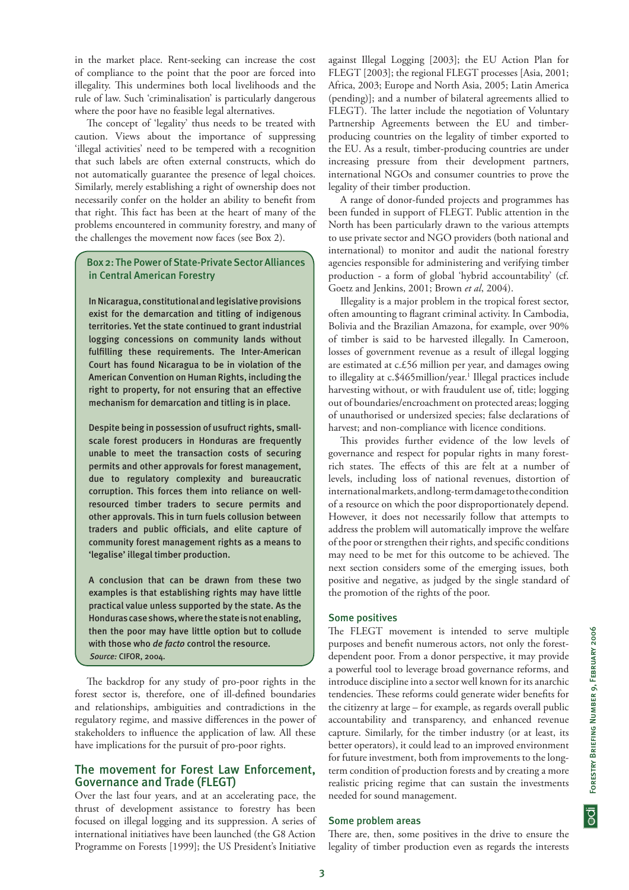in the market place. Rent-seeking can increase the cost of compliance to the point that the poor are forced into illegality. This undermines both local livelihoods and the rule of law. Such 'criminalisation' is particularly dangerous where the poor have no feasible legal alternatives.

The concept of 'legality' thus needs to be treated with caution. Views about the importance of suppressing 'illegal activities' need to be tempered with a recognition that such labels are often external constructs, which do not automatically guarantee the presence of legal choices. Similarly, merely establishing a right of ownership does not necessarily confer on the holder an ability to benefit from that right. This fact has been at the heart of many of the problems encountered in community forestry, and many of the challenges the movement now faces (see Box 2).

> **Box 2: The Power of State-Private Sector Alliances in Central American Forestry**
>
> In Nicaragua, constitutional and legislative provisions exist for the demarcation and titling of indigenous territories. Yet the state continued to grant industrial logging concessions on community lands without fulfilling these requirements. The Inter-American Court has found Nicaragua to be in violation of the American Convention on Human Rights, including the right to property, for not ensuring that an effective mechanism for demarcation and titling is in place.
>
> Despite being in possession of usufruct rights, small-scale forest producers in Honduras are frequently unable to meet the transaction costs of securing permits and other approvals for forest management, due to regulatory complexity and bureaucratic corruption. This forces them into reliance on well-resourced timber traders to secure permits and other approvals. This in turn fuels collusion between traders and public officials, and elite capture of community forest management rights as a means to 'legalise' illegal timber production.
>
> A conclusion that can be drawn from these two examples is that establishing rights may have little practical value unless supported by the state. As the Honduras case shows, where the state is not enabling, then the poor may have little option but to collude with those who *de facto* control the resource.
>
> *Source:* CIFOR, 2004.

The backdrop for any study of pro-poor rights in the forest sector is, therefore, one of ill-defined boundaries and relationships, ambiguities and contradictions in the regulatory regime, and massive differences in the power of stakeholders to influence the application of law. All these have implications for the pursuit of pro-poor rights.

## The movement for Forest Law Enforcement, Governance and Trade (FLEGT)

Over the last four years, and at an accelerating pace, the thrust of development assistance to forestry has been focused on illegal logging and its suppression. A series of international initiatives have been launched (the G8 Action Programme on Forests [1999]; the US President's Initiative against Illegal Logging [2003]; the EU Action Plan for FLEGT [2003]; the regional FLEGT processes [Asia, 2001; Africa, 2003; Europe and North Asia, 2005; Latin America (pending)]; and a number of bilateral agreements allied to FLEGT). The latter include the negotiation of Voluntary Partnership Agreements between the EU and timber-producing countries on the legality of timber exported to the EU. As a result, timber-producing countries are under increasing pressure from their development partners, international NGOs and consumer countries to prove the legality of their timber production.

A range of donor-funded projects and programmes has been funded in support of FLEGT. Public attention in the North has been particularly drawn to the various attempts to use private sector and NGO providers (both national and international) to monitor and audit the national forestry agencies responsible for administering and verifying timber production - a form of global 'hybrid accountability' (cf. Goetz and Jenkins, 2001; Brown *et al*, 2004).

Illegality is a major problem in the tropical forest sector, often amounting to flagrant criminal activity. In Cambodia, Bolivia and the Brazilian Amazona, for example, over 90% of timber is said to be harvested illegally. In Cameroon, losses of government revenue as a result of illegal logging are estimated at c.£56 million per year, and damages owing to illegality at c.$465million/year.[1] Illegal practices include harvesting without, or with fraudulent use of, title; logging out of boundaries/encroachment on protected areas; logging of unauthorised or undersized species; false declarations of harvest; and non-compliance with licence conditions.

This provides further evidence of the low levels of governance and respect for popular rights in many forest-rich states. The effects of this are felt at a number of levels, including loss of national revenues, distortion of international markets, and long-term damage to the condition of a resource on which the poor disproportionately depend. However, it does not necessarily follow that attempts to address the problem will automatically improve the welfare of the poor or strengthen their rights, and specific conditions may need to be met for this outcome to be achieved. The next section considers some of the emerging issues, both positive and negative, as judged by the single standard of the promotion of the rights of the poor.

### Some positives

The FLEGT movement is intended to serve multiple purposes and benefit numerous actors, not only the forest-dependent poor. From a donor perspective, it may provide a powerful tool to leverage broad governance reforms, and introduce discipline into a sector well known for its anarchic tendencies. These reforms could generate wider benefits for the citizenry at large – for example, as regards overall public accountability and transparency, and enhanced revenue capture. Similarly, for the timber industry (or at least, its better operators), it could lead to an improved environment for future investment, both from improvements to the long-term condition of production forests and by creating a more realistic pricing regime that can sustain the investments needed for sound management.

### Some problem areas

There are, then, some positives in the drive to ensure the legality of timber production even as regards the interests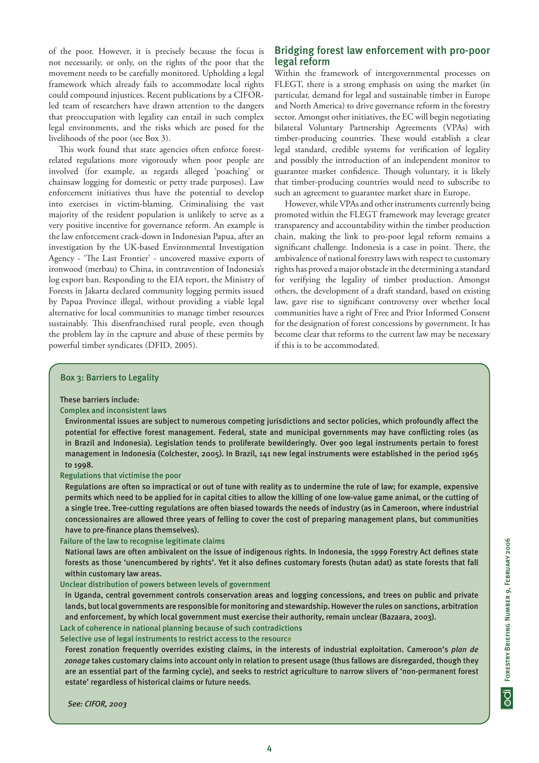of the poor. However, it is precisely because the focus is not necessarily, or only, on the rights of the poor that the movement needs to be carefully monitored. Upholding a legal framework which already fails to accommodate local rights could compound injustices. Recent publications by a CIFOR-led team of researchers have drawn attention to the dangers that preoccupation with legality can entail in such complex legal environments, and the risks which are posed for the livelihoods of the poor (see Box 3).

This work found that state agencies often enforce forest-related regulations more vigorously when poor people are involved (for example, as regards alleged 'poaching' or chainsaw logging for domestic or petty trade purposes). Law enforcement initiatives thus have the potential to develop into exercises in victim-blaming. Criminalising the vast majority of the resident population is unlikely to serve as a very positive incentive for governance reform. An example is the law enforcement crack-down in Indonesian Papua, after an investigation by the UK-based Environmental Investigation Agency - 'The Last Frontier' - uncovered massive exports of ironwood (merbau) to China, in contravention of Indonesia's log export ban. Responding to the EIA report, the Ministry of Forests in Jakarta declared community logging permits issued by Papua Province illegal, without providing a viable legal alternative for local communities to manage timber resources sustainably. This disenfranchised rural people, even though the problem lay in the capture and abuse of these permits by powerful timber syndicates (DFID, 2005).

## Bridging forest law enforcement with pro-poor legal reform

Within the framework of intergovernmental processes on FLEGT, there is a strong emphasis on using the market (in particular, demand for legal and sustainable timber in Europe and North America) to drive governance reform in the forestry sector. Amongst other initiatives, the EC will begin negotiating bilateral Voluntary Partnership Agreements (VPAs) with timber-producing countries. These would establish a clear legal standard, credible systems for verification of legality and possibly the introduction of an independent monitor to guarantee market confidence. Though voluntary, it is likely that timber-producing countries would need to subscribe to such an agreement to guarantee market share in Europe.

However, while VPAs and other instruments currently being promoted within the FLEGT framework may leverage greater transparency and accountability within the timber production chain, making the link to pro-poor legal reform remains a significant challenge. Indonesia is a case in point. There, the ambivalence of national forestry laws with respect to customary rights has proved a major obstacle in the determining a standard for verifying the legality of timber production. Amongst others, the development of a draft standard, based on existing law, gave rise to significant controversy over whether local communities have a right of Free and Prior Informed Consent for the designation of forest concessions by government. It has become clear that reforms to the current law may be necessary if this is to be accommodated.

### Box 3: Barriers to Legality

These barriers include:

**Complex and inconsistent laws**

Environmental issues are subject to numerous competing jurisdictions and sector policies, which profoundly affect the potential for effective forest management. Federal, state and municipal governments may have conflicting roles (as in Brazil and Indonesia). Legislation tends to proliferate bewilderingly. Over 900 legal instruments pertain to forest management in Indonesia (Colchester, 2005). In Brazil, 141 new legal instruments were established in the period 1965 to 1998.

**Regulations that victimise the poor**

Regulations are often so impractical or out of tune with reality as to undermine the rule of law; for example, expensive permits which need to be applied for in capital cities to allow the killing of one low-value game animal, or the cutting of a single tree. Tree-cutting regulations are often biased towards the needs of industry (as in Cameroon, where industrial concessionaires are allowed three years of felling to cover the cost of preparing management plans, but communities have to pre-finance plans themselves).

**Failure of the law to recognise legitimate claims**

National laws are often ambivalent on the issue of indigenous rights. In Indonesia, the 1999 Forestry Act defines state forests as those 'unencumbered by rights'. Yet it also defines customary forests (hutan adat) as state forests that fall within customary law areas.

**Unclear distribution of powers between levels of government**

In Uganda, central government controls conservation areas and logging concessions, and trees on public and private lands, but local governments are responsible for monitoring and stewardship. However the rules on sanctions, arbitration and enforcement, by which local government must exercise their authority, remain unclear (Bazaara, 2003).

**Lack of coherence in national planning because of such contradictions**

**Selective use of legal instruments to restrict access to the resource**

Forest zonation frequently overrides existing claims, in the interests of industrial exploitation. Cameroon's *plan de zonage* takes customary claims into account only in relation to present usage (thus fallows are disregarded, though they are an essential part of the farming cycle), and seeks to restrict agriculture to narrow slivers of 'non-permanent forest estate' regardless of historical claims or future needs.

*See: CIFOR, 2003*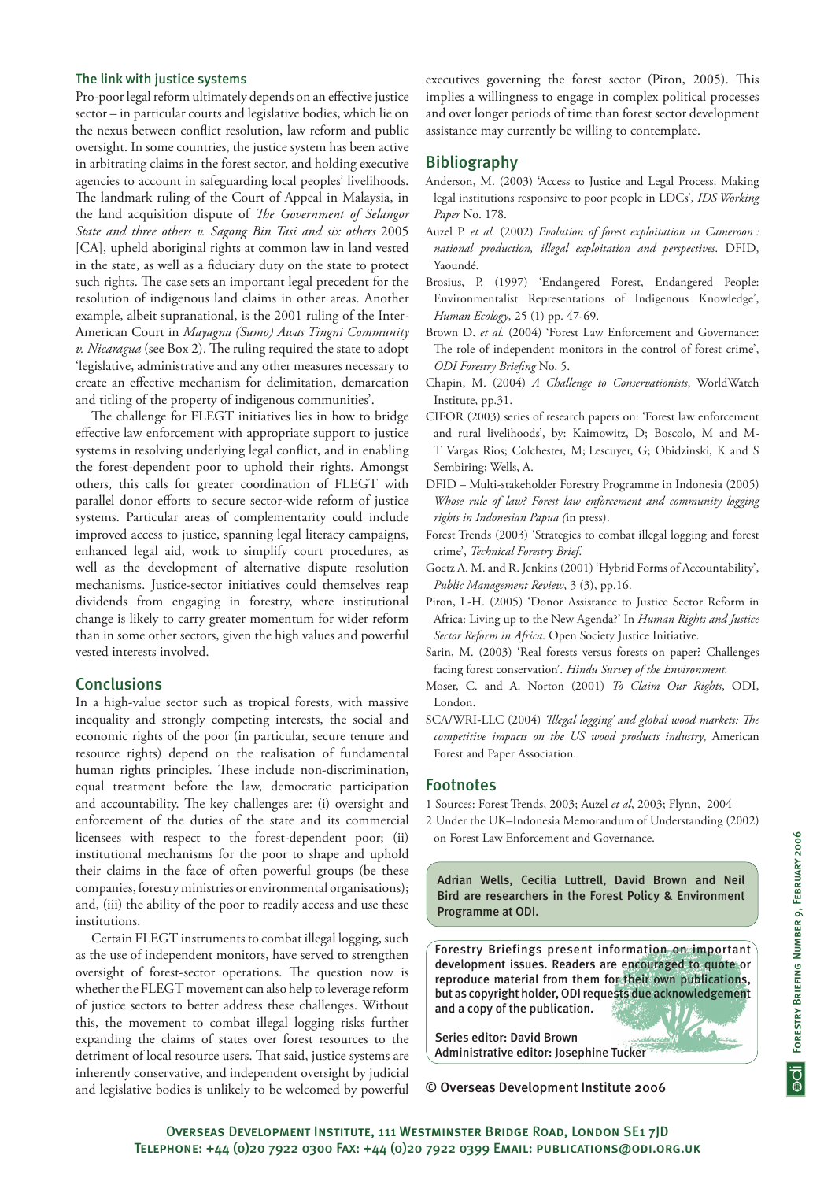### The link with justice systems

Pro-poor legal reform ultimately depends on an effective justice sector – in particular courts and legislative bodies, which lie on the nexus between conflict resolution, law reform and public oversight. In some countries, the justice system has been active in arbitrating claims in the forest sector, and holding executive agencies to account in safeguarding local peoples' livelihoods. The landmark ruling of the Court of Appeal in Malaysia, in the land acquisition dispute of *The Government of Selangor State and three others v. Sagong Bin Tasi and six others* 2005 [CA], upheld aboriginal rights at common law in land vested in the state, as well as a fiduciary duty on the state to protect such rights. The case sets an important legal precedent for the resolution of indigenous land claims in other areas. Another example, albeit supranational, is the 2001 ruling of the Inter-American Court in *Mayagna (Sumo) Awas Tingni Community v. Nicaragua* (see Box 2). The ruling required the state to adopt 'legislative, administrative and any other measures necessary to create an effective mechanism for delimitation, demarcation and titling of the property of indigenous communities'.

The challenge for FLEGT initiatives lies in how to bridge effective law enforcement with appropriate support to justice systems in resolving underlying legal conflict, and in enabling the forest-dependent poor to uphold their rights. Amongst others, this calls for greater coordination of FLEGT with parallel donor efforts to secure sector-wide reform of justice systems. Particular areas of complementarity could include improved access to justice, spanning legal literacy campaigns, enhanced legal aid, work to simplify court procedures, as well as the development of alternative dispute resolution mechanisms. Justice-sector initiatives could themselves reap dividends from engaging in forestry, where institutional change is likely to carry greater momentum for wider reform than in some other sectors, given the high values and powerful vested interests involved.

## Conclusions

In a high-value sector such as tropical forests, with massive inequality and strongly competing interests, the social and economic rights of the poor (in particular, secure tenure and resource rights) depend on the realisation of fundamental human rights principles. These include non-discrimination, equal treatment before the law, democratic participation and accountability. The key challenges are: (i) oversight and enforcement of the duties of the state and its commercial licensees with respect to the forest-dependent poor; (ii) institutional mechanisms for the poor to shape and uphold their claims in the face of often powerful groups (be these companies, forestry ministries or environmental organisations); and, (iii) the ability of the poor to readily access and use these institutions.

Certain FLEGT instruments to combat illegal logging, such as the use of independent monitors, have served to strengthen oversight of forest-sector operations. The question now is whether the FLEGT movement can also help to leverage reform of justice sectors to better address these challenges. Without this, the movement to combat illegal logging risks further expanding the claims of states over forest resources to the detriment of local resource users. That said, justice systems are inherently conservative, and independent oversight by judicial and legislative bodies is unlikely to be welcomed by powerful executives governing the forest sector (Piron, 2005). This implies a willingness to engage in complex political processes and over longer periods of time than forest sector development assistance may currently be willing to contemplate.

## Bibliography

Anderson, M. (2003) 'Access to Justice and Legal Process. Making legal institutions responsive to poor people in LDCs', *IDS Working Paper* No. 178.

Auzel P. *et al.* (2002) *Evolution of forest exploitation in Cameroon : national production, illegal exploitation and perspectives*. DFID, Yaoundé.

Brosius, P. (1997) 'Endangered Forest, Endangered People: Environmentalist Representations of Indigenous Knowledge', *Human Ecology*, 25 (1) pp. 47-69.

Brown D. *et al.* (2004) 'Forest Law Enforcement and Governance: The role of independent monitors in the control of forest crime', *ODI Forestry Briefing* No. 5.

Chapin, M. (2004) *A Challenge to Conservationists*, WorldWatch Institute, pp.31.

CIFOR (2003) series of research papers on: 'Forest law enforcement and rural livelihoods', by: Kaimowitz, D; Boscolo, M and M-T Vargas Rios; Colchester, M; Lescuyer, G; Obidzinski, K and S Sembiring; Wells, A.

DFID – Multi-stakeholder Forestry Programme in Indonesia (2005) *Whose rule of law? Forest law enforcement and community logging rights in Indonesian Papua (*in press).

Forest Trends (2003) 'Strategies to combat illegal logging and forest crime', *Technical Forestry Brief*.

Goetz A. M. and R. Jenkins (2001) 'Hybrid Forms of Accountability', *Public Management Review*, 3 (3), pp.16.

Piron, L-H. (2005) 'Donor Assistance to Justice Sector Reform in Africa: Living up to the New Agenda?' In *Human Rights and Justice Sector Reform in Africa*. Open Society Justice Initiative.

Sarin, M. (2003) 'Real forests versus forests on paper? Challenges facing forest conservation'. *Hindu Survey of the Environment.*

Moser, C. and A. Norton (2001) *To Claim Our Rights*, ODI, London.

SCA/WRI-LLC (2004) *'Illegal logging' and global wood markets: The competitive impacts on the US wood products industry*, American Forest and Paper Association.

## Footnotes

1 Sources: Forest Trends, 2003; Auzel *et al*, 2003; Flynn, 2004

2 Under the UK–Indonesia Memorandum of Understanding (2002) on Forest Law Enforcement and Governance.

Adrian Wells, Cecilia Luttrell, David Brown and Neil Bird are researchers in the Forest Policy & Environment Programme at ODI.

Forestry Briefings present information on important development issues. Readers are encouraged to quote or reproduce material from them for their own publications, but as copyright holder, ODI requests due acknowledgement and a copy of the publication.

Series editor: David Brown
Administrative editor: Josephine Tucker

© Overseas Development Institute 2006

Overseas Development Institute, 111 Westminster Bridge Road, London SE1 7JD
Telephone: +44 (0)20 7922 0300 Fax: +44 (0)20 7922 0399 Email: publications@odi.org.uk